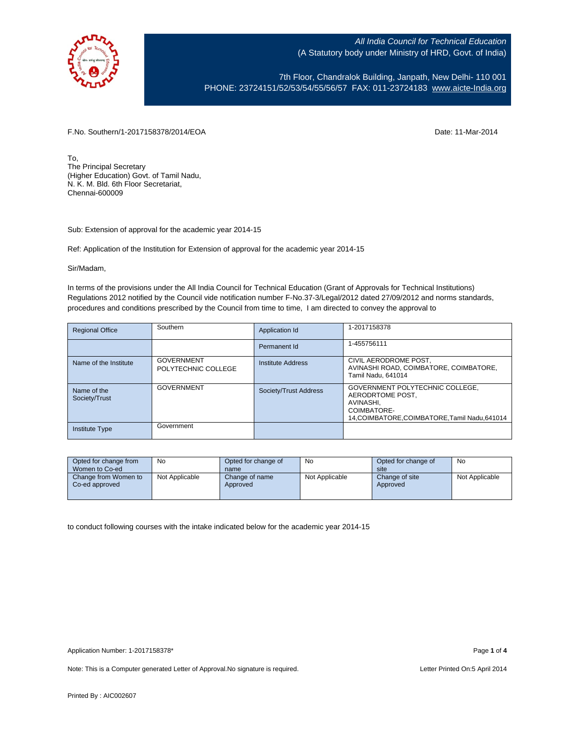All India Council for Technical Education
(A Statutory body under Ministry of HRD, Govt. of India)

7th Floor, Chandralok Building, Janpath, New Delhi- 110 001
PHONE: 23724151/52/53/54/55/56/57 FAX: 011-23724183 www.aicte-India.org

F.No. Southern/1-2017158378/2014/EOA

Date: 11-Mar-2014

To,
The Principal Secretary
(Higher Education) Govt. of Tamil Nadu,
N. K. M. Bld. 6th Floor Secretariat,
Chennai-600009

Sub: Extension of approval for the academic year 2014-15

Ref: Application of the Institution for Extension of approval for the academic year 2014-15

Sir/Madam,

In terms of the provisions under the All India Council for Technical Education (Grant of Approvals for Technical Institutions) Regulations 2012 notified by the Council vide notification number F-No.37-3/Legal/2012 dated 27/09/2012 and norms standards, procedures and conditions prescribed by the Council from time to time, I am directed to convey the approval to

| Regional Office | Southern | Application Id | 1-2017158378 |
|---|---|---|---|
| | | Permanent Id | 1-455756111 |
| Name of the Institute | GOVERNMENT POLYTECHNIC COLLEGE | Institute Address | CIVIL AERODROME POST, AVINASHI ROAD, COIMBATORE, COIMBATORE, Tamil Nadu, 641014 |
| Name of the Society/Trust | GOVERNMENT | Society/Trust Address | GOVERNMENT POLYTECHNIC COLLEGE, AERODRTOME POST, AVINASHI, COIMBATORE-14,COIMBATORE,COIMBATORE,Tamil Nadu,641014 |
| Institute Type | Government | | |

| Opted for change from Women to Co-ed | No | Opted for change of name | No | Opted for change of site | No |
|---|---|---|---|---|---|
| Change from Women to Co-ed approved | Not Applicable | Change of name Approved | Not Applicable | Change of site Approved | Not Applicable |

to conduct following courses with the intake indicated below for the academic year 2014-15

Application Number: 1-2017158378*

Note: This is a Computer generated Letter of Approval.No signature is required.

Letter Printed On:5 April 2014

Printed By : AIC002607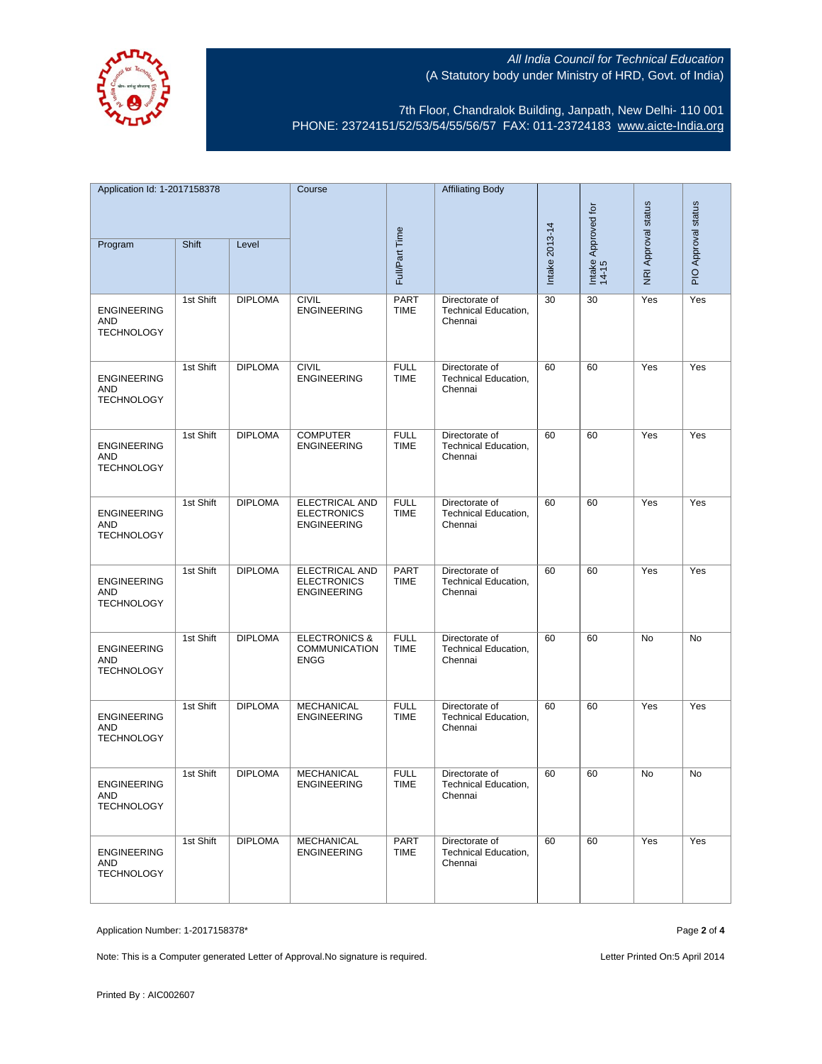All India Council for Technical Education
(A Statutory body under Ministry of HRD, Govt. of India)

7th Floor, Chandralok Building, Janpath, New Delhi- 110 001
PHONE: 23724151/52/53/54/55/56/57 FAX: 011-23724183 www.aicte-India.org

| Application Id: 1-2017158378 | | | Course | Full/Part Time | Affiliating Body | Intake 2013-14 | Intake Approved for 14-15 | NRI Approval status | PIO Approval status |
|---|---|---|---|---|---|---|---|---|---|
| Program | Shift | Level | | | | | | | |
| ENGINEERING AND TECHNOLOGY | 1st Shift | DIPLOMA | CIVIL ENGINEERING | PART TIME | Directorate of Technical Education, Chennai | 30 | 30 | Yes | Yes |
| ENGINEERING AND TECHNOLOGY | 1st Shift | DIPLOMA | CIVIL ENGINEERING | FULL TIME | Directorate of Technical Education, Chennai | 60 | 60 | Yes | Yes |
| ENGINEERING AND TECHNOLOGY | 1st Shift | DIPLOMA | COMPUTER ENGINEERING | FULL TIME | Directorate of Technical Education, Chennai | 60 | 60 | Yes | Yes |
| ENGINEERING AND TECHNOLOGY | 1st Shift | DIPLOMA | ELECTRICAL AND ELECTRONICS ENGINEERING | FULL TIME | Directorate of Technical Education, Chennai | 60 | 60 | Yes | Yes |
| ENGINEERING AND TECHNOLOGY | 1st Shift | DIPLOMA | ELECTRICAL AND ELECTRONICS ENGINEERING | PART TIME | Directorate of Technical Education, Chennai | 60 | 60 | Yes | Yes |
| ENGINEERING AND TECHNOLOGY | 1st Shift | DIPLOMA | ELECTRONICS & COMMUNICATION ENGG | FULL TIME | Directorate of Technical Education, Chennai | 60 | 60 | No | No |
| ENGINEERING AND TECHNOLOGY | 1st Shift | DIPLOMA | MECHANICAL ENGINEERING | FULL TIME | Directorate of Technical Education, Chennai | 60 | 60 | Yes | Yes |
| ENGINEERING AND TECHNOLOGY | 1st Shift | DIPLOMA | MECHANICAL ENGINEERING | FULL TIME | Directorate of Technical Education, Chennai | 60 | 60 | No | No |
| ENGINEERING AND TECHNOLOGY | 1st Shift | DIPLOMA | MECHANICAL ENGINEERING | PART TIME | Directorate of Technical Education, Chennai | 60 | 60 | Yes | Yes |

Application Number: 1-2017158378*

Note: This is a Computer generated Letter of Approval.No signature is required.

Letter Printed On:5 April 2014

Printed By : AIC002607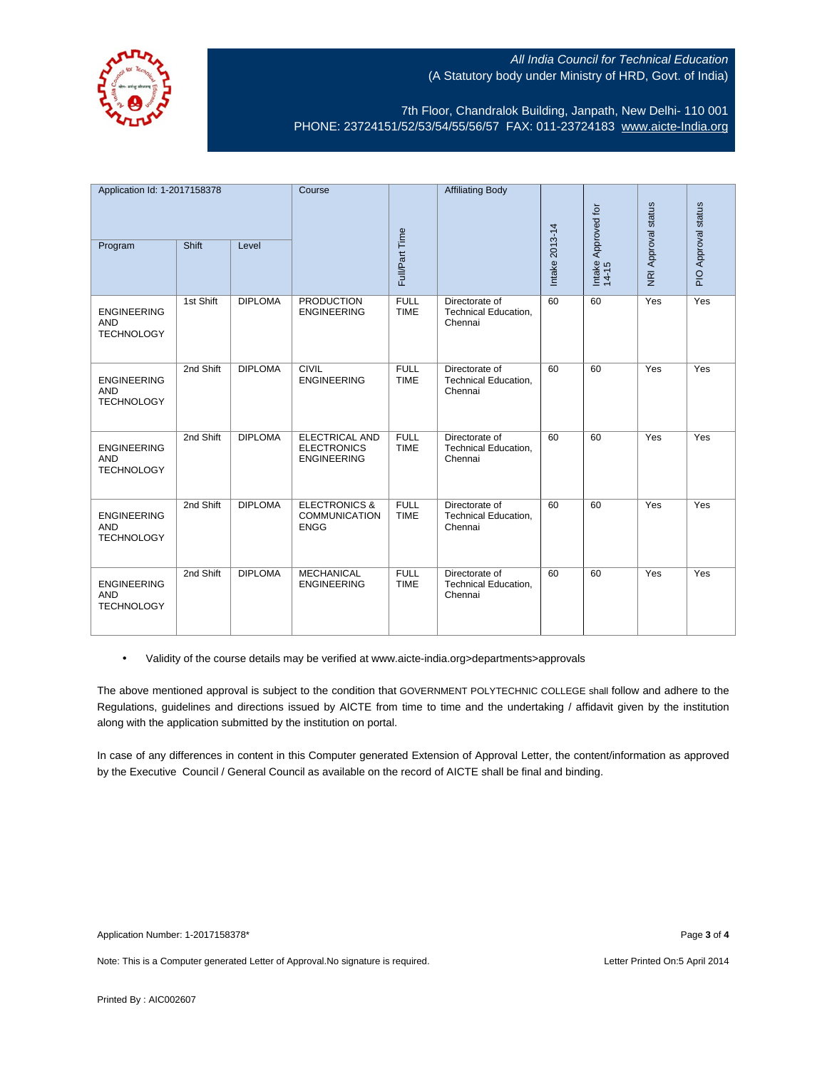All India Council for Technical Education
(A Statutory body under Ministry of HRD, Govt. of India)

7th Floor, Chandralok Building, Janpath, New Delhi- 110 001
PHONE: 23724151/52/53/54/55/56/57 FAX: 011-23724183 www.aicte-India.org

| Application Id: 1-2017158378 | | | Course | Full/Part Time | Affiliating Body | Intake 2013-14 | Intake Approved for 14-15 | NRI Approval status | PIO Approval status |
|---|---|---|---|---|---|---|---|---|---|
| Program | Shift | Level | | | | | | | |
| ENGINEERING AND TECHNOLOGY | 1st Shift | DIPLOMA | PRODUCTION ENGINEERING | FULL TIME | Directorate of Technical Education, Chennai | 60 | 60 | Yes | Yes |
| ENGINEERING AND TECHNOLOGY | 2nd Shift | DIPLOMA | CIVIL ENGINEERING | FULL TIME | Directorate of Technical Education, Chennai | 60 | 60 | Yes | Yes |
| ENGINEERING AND TECHNOLOGY | 2nd Shift | DIPLOMA | ELECTRICAL AND ELECTRONICS ENGINEERING | FULL TIME | Directorate of Technical Education, Chennai | 60 | 60 | Yes | Yes |
| ENGINEERING AND TECHNOLOGY | 2nd Shift | DIPLOMA | ELECTRONICS & COMMUNICATION ENGG | FULL TIME | Directorate of Technical Education, Chennai | 60 | 60 | Yes | Yes |
| ENGINEERING AND TECHNOLOGY | 2nd Shift | DIPLOMA | MECHANICAL ENGINEERING | FULL TIME | Directorate of Technical Education, Chennai | 60 | 60 | Yes | Yes |

- Validity of the course details may be verified at www.aicte-india.org>departments>approvals

The above mentioned approval is subject to the condition that GOVERNMENT POLYTECHNIC COLLEGE shall follow and adhere to the Regulations, guidelines and directions issued by AICTE from time to time and the undertaking / affidavit given by the institution along with the application submitted by the institution on portal.

In case of any differences in content in this Computer generated Extension of Approval Letter, the content/information as approved by the Executive Council / General Council as available on the record of AICTE shall be final and binding.

Application Number: 1-2017158378*

Note: This is a Computer generated Letter of Approval.No signature is required.

Letter Printed On:5 April 2014

Printed By : AIC002607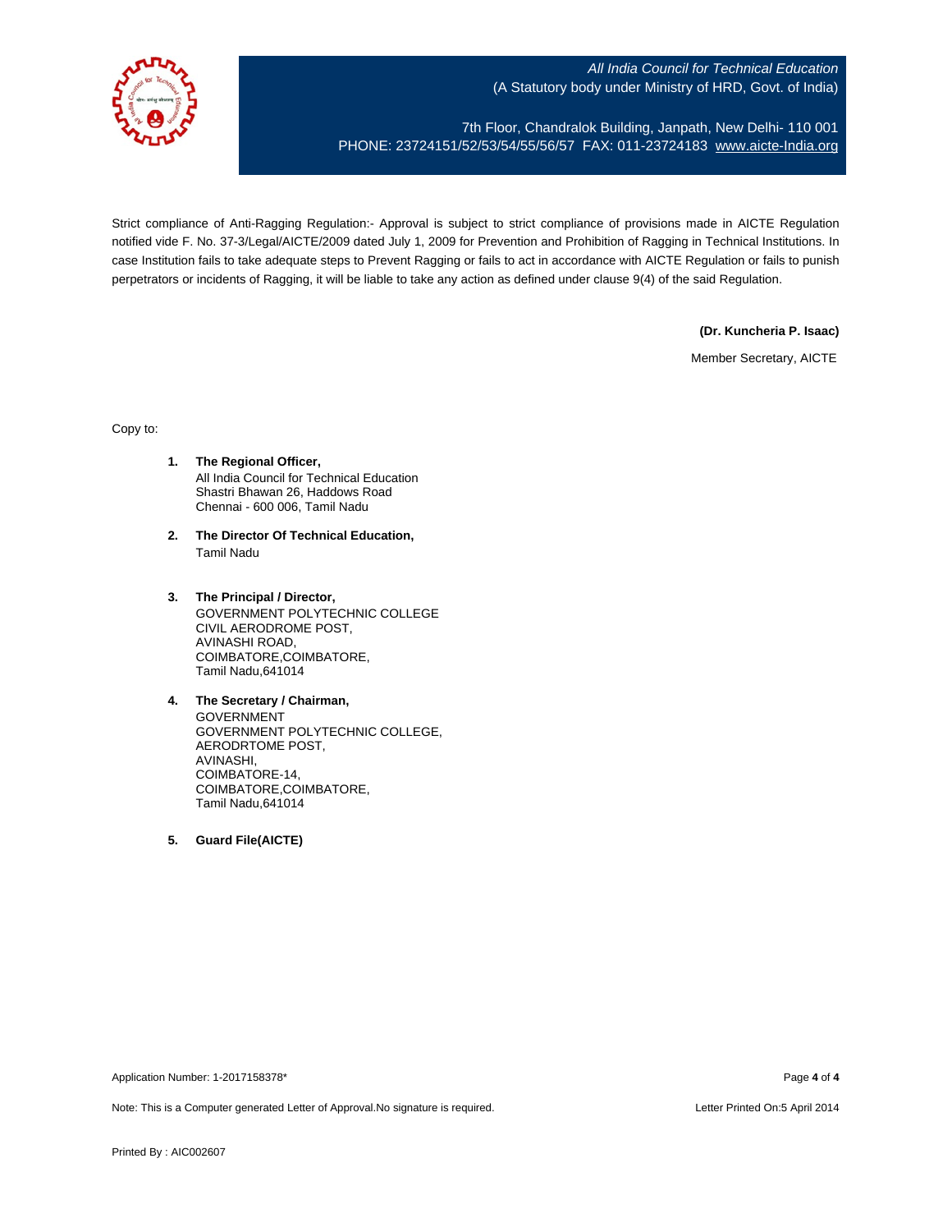*All India Council for Technical Education*
(A Statutory body under Ministry of HRD, Govt. of India)

7th Floor, Chandralok Building, Janpath, New Delhi- 110 001
PHONE: 23724151/52/53/54/55/56/57 FAX: 011-23724183 www.aicte-India.org

Strict compliance of Anti-Ragging Regulation:- Approval is subject to strict compliance of provisions made in AICTE Regulation notified vide F. No. 37-3/Legal/AICTE/2009 dated July 1, 2009 for Prevention and Prohibition of Ragging in Technical Institutions. In case Institution fails to take adequate steps to Prevent Ragging or fails to act in accordance with AICTE Regulation or fails to punish perpetrators or incidents of Ragging, it will be liable to take any action as defined under clause 9(4) of the said Regulation.

**(Dr. Kuncheria P. Isaac)**

Member Secretary, AICTE

Copy to:

1. **The Regional Officer,**
   All India Council for Technical Education
   Shastri Bhawan 26, Haddows Road
   Chennai - 600 006, Tamil Nadu

2. **The Director Of Technical Education,**
   Tamil Nadu

3. **The Principal / Director,**
   GOVERNMENT POLYTECHNIC COLLEGE
   CIVIL AERODROME POST,
   AVINASHI ROAD,
   COIMBATORE,COIMBATORE,
   Tamil Nadu,641014

4. **The Secretary / Chairman,**
   GOVERNMENT
   GOVERNMENT POLYTECHNIC COLLEGE,
   AERODRTOME POST,
   AVINASHI,
   COIMBATORE-14,
   COIMBATORE,COIMBATORE,
   Tamil Nadu,641014

5. **Guard File(AICTE)**

Application Number: 1-2017158378*

Note: This is a Computer generated Letter of Approval.No signature is required.

Letter Printed On:5 April 2014

Printed By : AIC002607